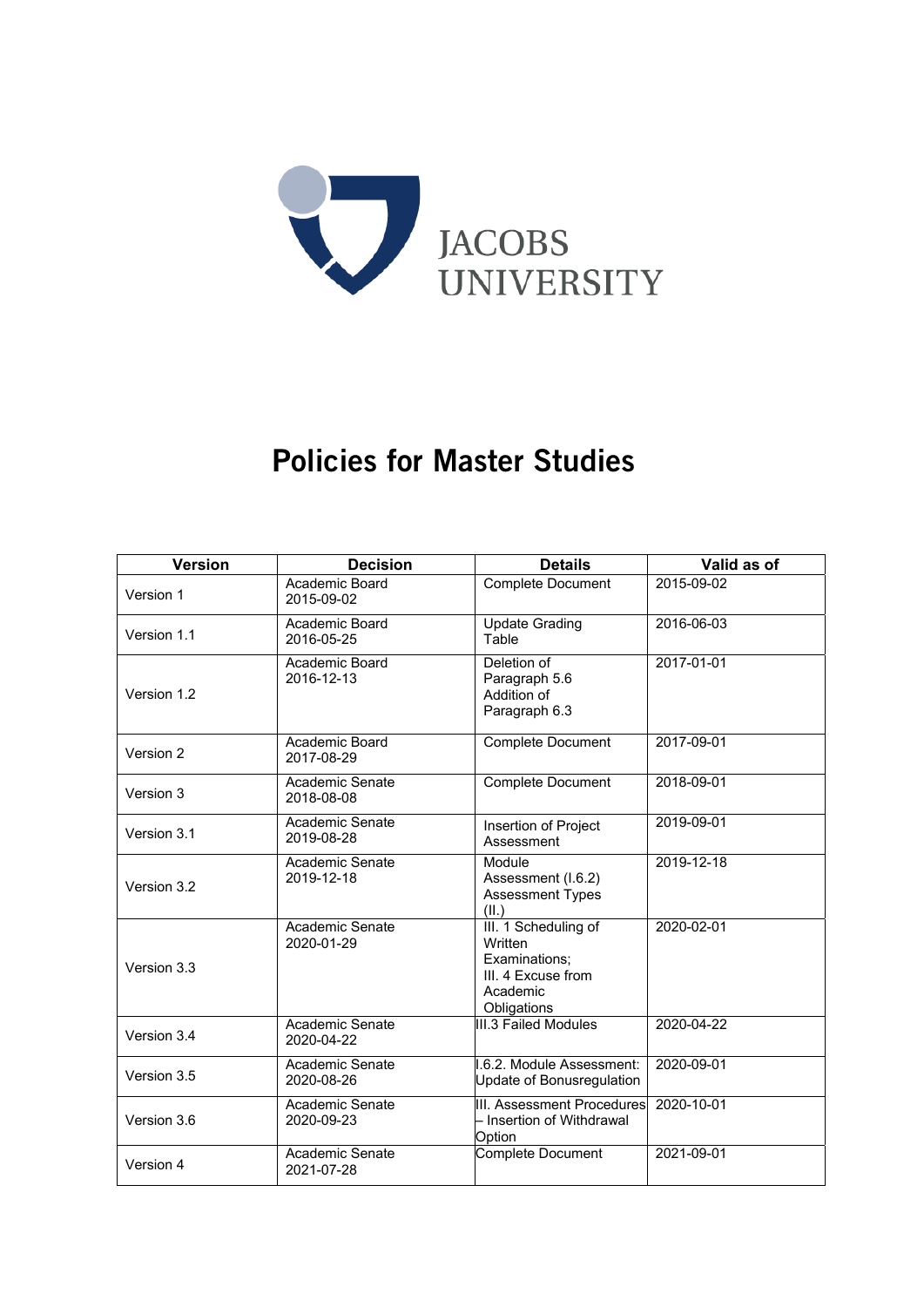JACOBS UNIVERSITY

# Policies for Master Studies

| Version | Decision | Details | Valid as of |
|---|---|---|---|
| Version 1 | Academic Board 2015-09-02 | Complete Document | 2015-09-02 |
| Version 1.1 | Academic Board 2016-05-25 | Update Grading Table | 2016-06-03 |
| Version 1.2 | Academic Board 2016-12-13 | Deletion of Paragraph 5.6 Addition of Paragraph 6.3 | 2017-01-01 |
| Version 2 | Academic Board 2017-08-29 | Complete Document | 2017-09-01 |
| Version 3 | Academic Senate 2018-08-08 | Complete Document | 2018-09-01 |
| Version 3.1 | Academic Senate 2019-08-28 | Insertion of Project Assessment | 2019-09-01 |
| Version 3.2 | Academic Senate 2019-12-18 | Module Assessment (I.6.2) Assessment Types (II.) | 2019-12-18 |
| Version 3.3 | Academic Senate 2020-01-29 | III. 1 Scheduling of Written Examinations; III. 4 Excuse from Academic Obligations | 2020-02-01 |
| Version 3.4 | Academic Senate 2020-04-22 | III.3 Failed Modules | 2020-04-22 |
| Version 3.5 | Academic Senate 2020-08-26 | I.6.2. Module Assessment: Update of Bonusregulation | 2020-09-01 |
| Version 3.6 | Academic Senate 2020-09-23 | III. Assessment Procedures – Insertion of Withdrawal Option | 2020-10-01 |
| Version 4 | Academic Senate 2021-07-28 | Complete Document | 2021-09-01 |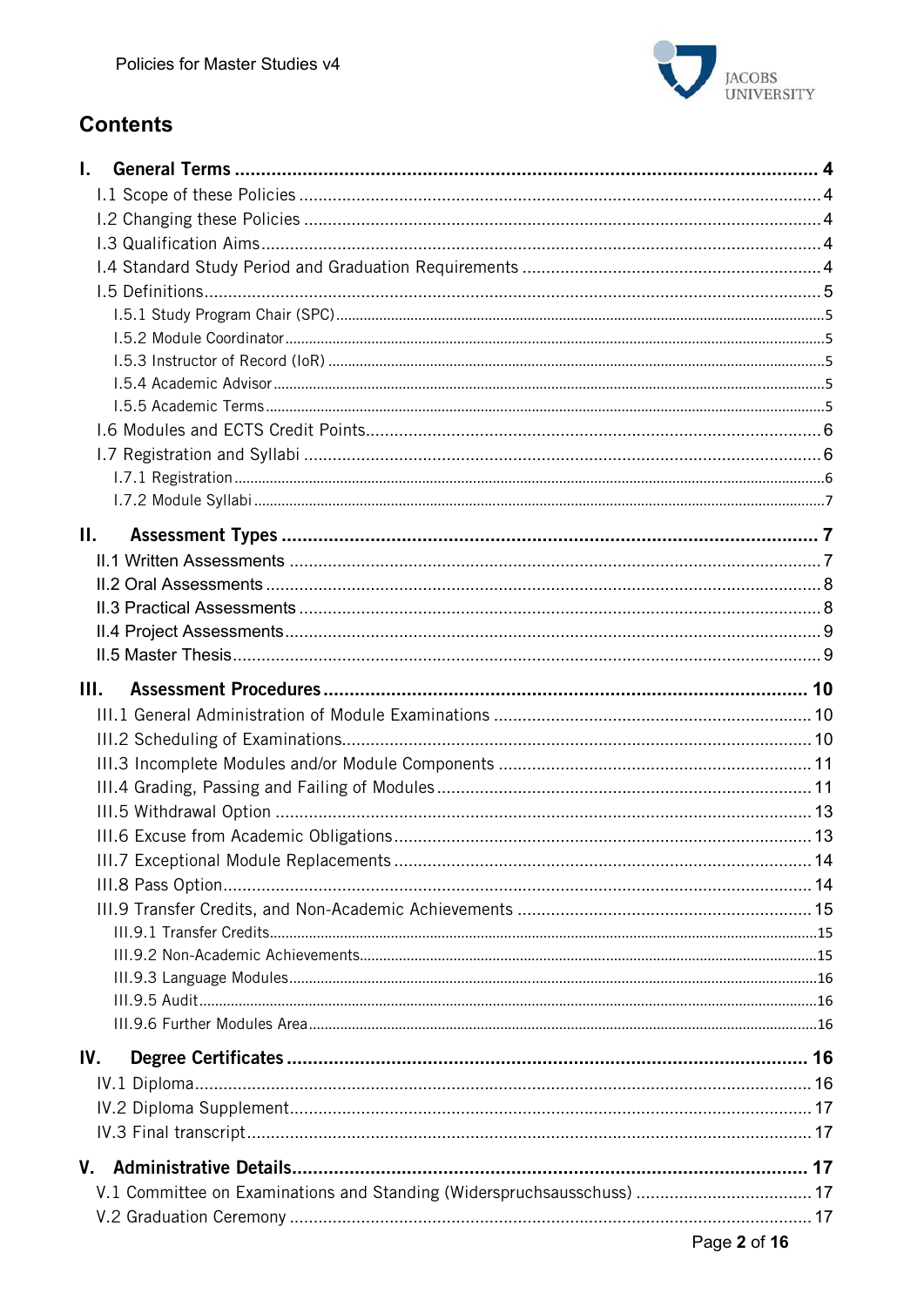# Contents

**I. General Terms .......... 4**

I.1 Scope of these Policies .......... 4

I.2 Changing these Policies .......... 4

I.3 Qualification Aims .......... 4

I.4 Standard Study Period and Graduation Requirements .......... 4

I.5 Definitions .......... 5

I.5.1 Study Program Chair (SPC) .......... 5

I.5.2 Module Coordinator .......... 5

I.5.3 Instructor of Record (IoR) .......... 5

I.5.4 Academic Advisor .......... 5

I.5.5 Academic Terms .......... 5

I.6 Modules and ECTS Credit Points .......... 6

I.7 Registration and Syllabi .......... 6

I.7.1 Registration .......... 6

I.7.2 Module Syllabi .......... 7

**II. Assessment Types .......... 7**

II.1 Written Assessments .......... 7

II.2 Oral Assessments .......... 8

II.3 Practical Assessments .......... 8

II.4 Project Assessments .......... 9

II.5 Master Thesis .......... 9

**III. Assessment Procedures .......... 10**

III.1 General Administration of Module Examinations .......... 10

III.2 Scheduling of Examinations .......... 10

III.3 Incomplete Modules and/or Module Components .......... 11

III.4 Grading, Passing and Failing of Modules .......... 11

III.5 Withdrawal Option .......... 13

III.6 Excuse from Academic Obligations .......... 13

III.7 Exceptional Module Replacements .......... 14

III.8 Pass Option .......... 14

III.9 Transfer Credits, and Non-Academic Achievements .......... 15

III.9.1 Transfer Credits .......... 15

III.9.2 Non-Academic Achievements .......... 15

III.9.3 Language Modules .......... 16

III.9.5 Audit .......... 16

III.9.6 Further Modules Area .......... 16

**IV. Degree Certificates .......... 16**

IV.1 Diploma .......... 16

IV.2 Diploma Supplement .......... 17

IV.3 Final transcript .......... 17

**V. Administrative Details .......... 17**

V.1 Committee on Examinations and Standing (Widerspruchsausschuss) .......... 17

V.2 Graduation Ceremony .......... 17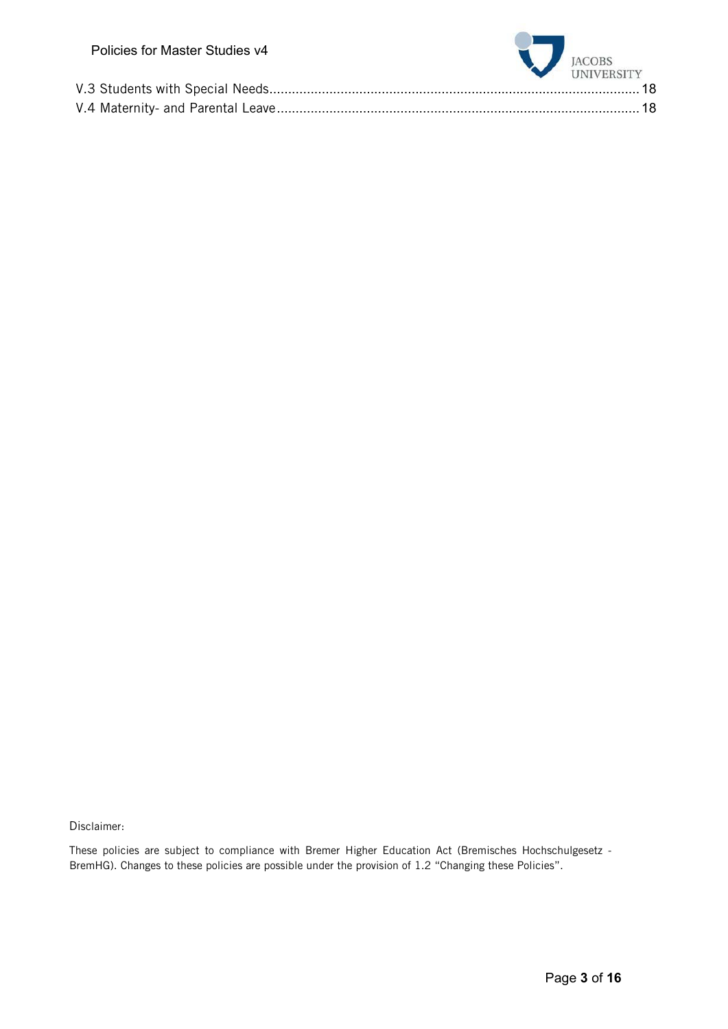V.3 Students with Special Needs .......... 18

V.4 Maternity- and Parental Leave .......... 18

Disclaimer:

These policies are subject to compliance with Bremer Higher Education Act (Bremisches Hochschulgesetz - BremHG). Changes to these policies are possible under the provision of 1.2 "Changing these Policies".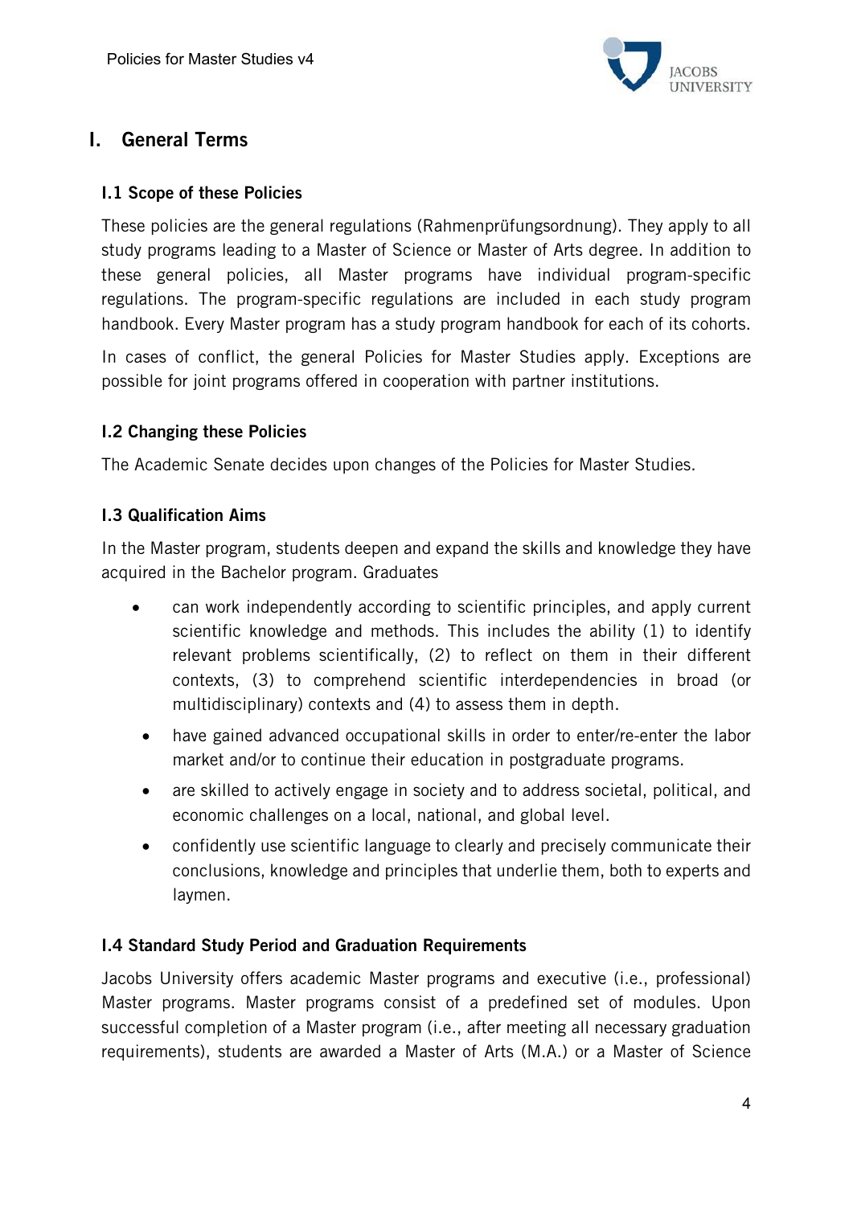# I. General Terms

## I.1 Scope of these Policies

These policies are the general regulations (Rahmenprüfungsordnung). They apply to all study programs leading to a Master of Science or Master of Arts degree. In addition to these general policies, all Master programs have individual program-specific regulations. The program-specific regulations are included in each study program handbook. Every Master program has a study program handbook for each of its cohorts.

In cases of conflict, the general Policies for Master Studies apply. Exceptions are possible for joint programs offered in cooperation with partner institutions.

## I.2 Changing these Policies

The Academic Senate decides upon changes of the Policies for Master Studies.

## I.3 Qualification Aims

In the Master program, students deepen and expand the skills and knowledge they have acquired in the Bachelor program. Graduates

- can work independently according to scientific principles, and apply current scientific knowledge and methods. This includes the ability (1) to identify relevant problems scientifically, (2) to reflect on them in their different contexts, (3) to comprehend scientific interdependencies in broad (or multidisciplinary) contexts and (4) to assess them in depth.
- have gained advanced occupational skills in order to enter/re-enter the labor market and/or to continue their education in postgraduate programs.
- are skilled to actively engage in society and to address societal, political, and economic challenges on a local, national, and global level.
- confidently use scientific language to clearly and precisely communicate their conclusions, knowledge and principles that underlie them, both to experts and laymen.

## I.4 Standard Study Period and Graduation Requirements

Jacobs University offers academic Master programs and executive (i.e., professional) Master programs. Master programs consist of a predefined set of modules. Upon successful completion of a Master program (i.e., after meeting all necessary graduation requirements), students are awarded a Master of Arts (M.A.) or a Master of Science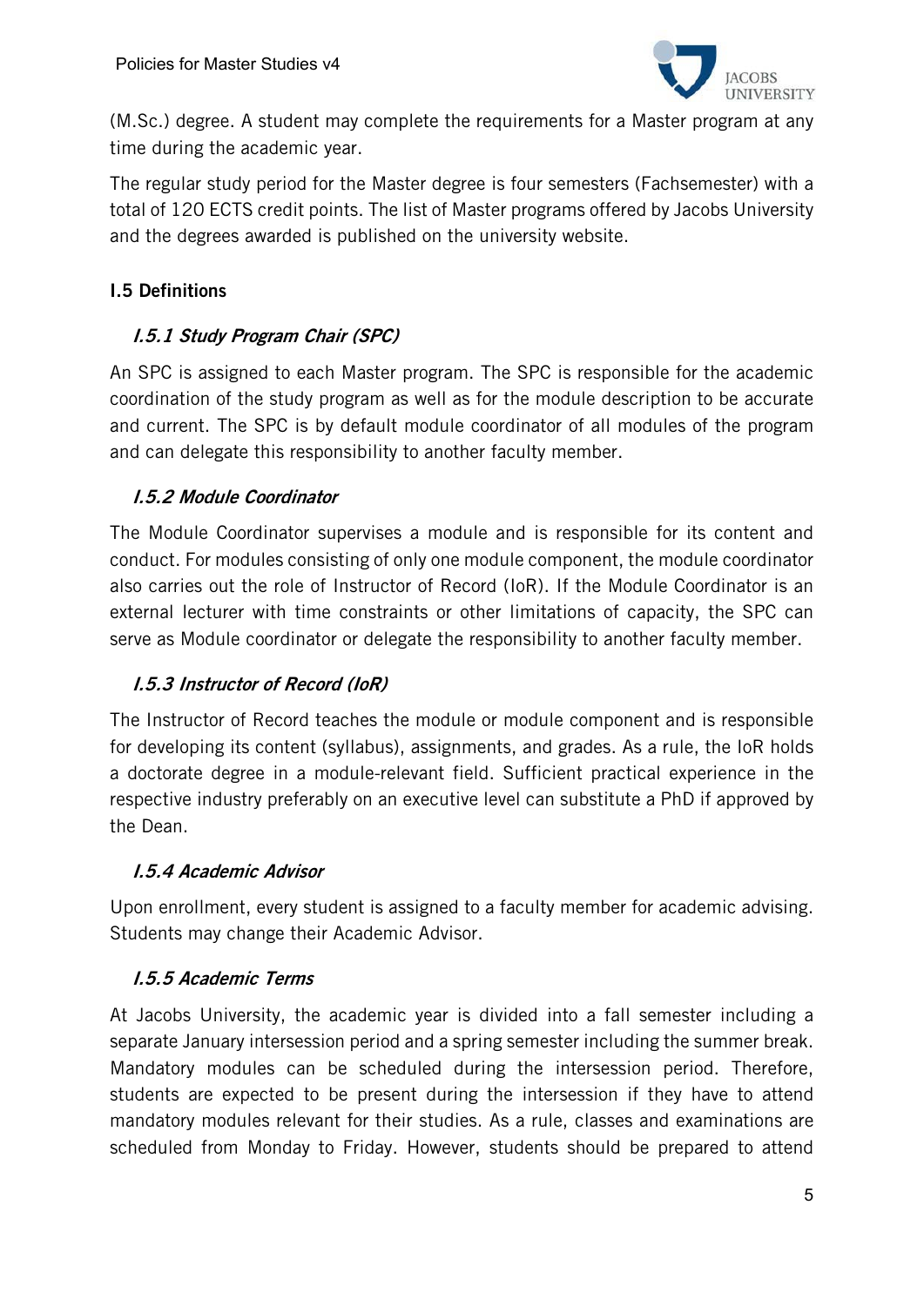(M.Sc.) degree. A student may complete the requirements for a Master program at any time during the academic year.

The regular study period for the Master degree is four semesters (Fachsemester) with a total of 120 ECTS credit points. The list of Master programs offered by Jacobs University and the degrees awarded is published on the university website.

## I.5 Definitions

### *I.5.1 Study Program Chair (SPC)*

An SPC is assigned to each Master program. The SPC is responsible for the academic coordination of the study program as well as for the module description to be accurate and current. The SPC is by default module coordinator of all modules of the program and can delegate this responsibility to another faculty member.

### *I.5.2 Module Coordinator*

The Module Coordinator supervises a module and is responsible for its content and conduct. For modules consisting of only one module component, the module coordinator also carries out the role of Instructor of Record (IoR). If the Module Coordinator is an external lecturer with time constraints or other limitations of capacity, the SPC can serve as Module coordinator or delegate the responsibility to another faculty member.

### *I.5.3 Instructor of Record (IoR)*

The Instructor of Record teaches the module or module component and is responsible for developing its content (syllabus), assignments, and grades. As a rule, the IoR holds a doctorate degree in a module-relevant field. Sufficient practical experience in the respective industry preferably on an executive level can substitute a PhD if approved by the Dean.

### *I.5.4 Academic Advisor*

Upon enrollment, every student is assigned to a faculty member for academic advising. Students may change their Academic Advisor.

### *I.5.5 Academic Terms*

At Jacobs University, the academic year is divided into a fall semester including a separate January intersession period and a spring semester including the summer break. Mandatory modules can be scheduled during the intersession period. Therefore, students are expected to be present during the intersession if they have to attend mandatory modules relevant for their studies. As a rule, classes and examinations are scheduled from Monday to Friday. However, students should be prepared to attend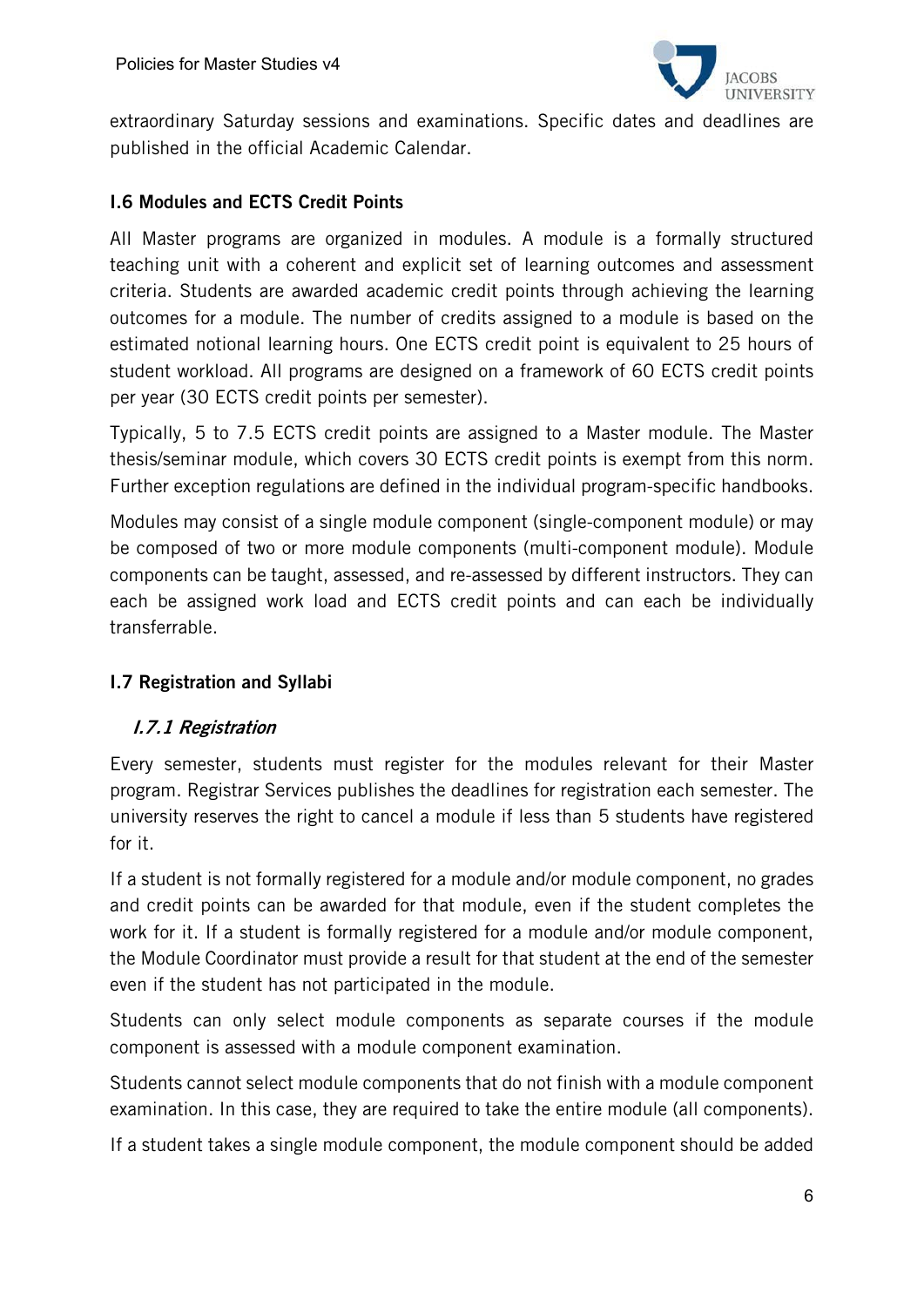extraordinary Saturday sessions and examinations. Specific dates and deadlines are published in the official Academic Calendar.

### I.6 Modules and ECTS Credit Points

All Master programs are organized in modules. A module is a formally structured teaching unit with a coherent and explicit set of learning outcomes and assessment criteria. Students are awarded academic credit points through achieving the learning outcomes for a module. The number of credits assigned to a module is based on the estimated notional learning hours. One ECTS credit point is equivalent to 25 hours of student workload. All programs are designed on a framework of 60 ECTS credit points per year (30 ECTS credit points per semester).

Typically, 5 to 7.5 ECTS credit points are assigned to a Master module. The Master thesis/seminar module, which covers 30 ECTS credit points is exempt from this norm. Further exception regulations are defined in the individual program-specific handbooks.

Modules may consist of a single module component (single-component module) or may be composed of two or more module components (multi-component module). Module components can be taught, assessed, and re-assessed by different instructors. They can each be assigned work load and ECTS credit points and can each be individually transferrable.

### I.7 Registration and Syllabi

#### *I.7.1 Registration*

Every semester, students must register for the modules relevant for their Master program. Registrar Services publishes the deadlines for registration each semester. The university reserves the right to cancel a module if less than 5 students have registered for it.

If a student is not formally registered for a module and/or module component, no grades and credit points can be awarded for that module, even if the student completes the work for it. If a student is formally registered for a module and/or module component, the Module Coordinator must provide a result for that student at the end of the semester even if the student has not participated in the module.

Students can only select module components as separate courses if the module component is assessed with a module component examination.

Students cannot select module components that do not finish with a module component examination. In this case, they are required to take the entire module (all components).

If a student takes a single module component, the module component should be added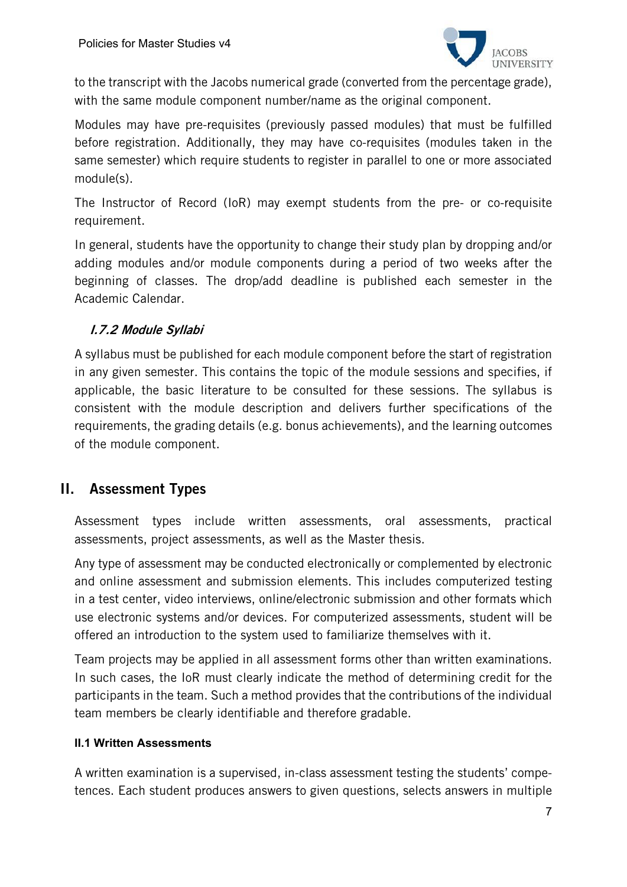to the transcript with the Jacobs numerical grade (converted from the percentage grade), with the same module component number/name as the original component.

Modules may have pre-requisites (previously passed modules) that must be fulfilled before registration. Additionally, they may have co-requisites (modules taken in the same semester) which require students to register in parallel to one or more associated module(s).

The Instructor of Record (IoR) may exempt students from the pre- or co-requisite requirement.

In general, students have the opportunity to change their study plan by dropping and/or adding modules and/or module components during a period of two weeks after the beginning of classes. The drop/add deadline is published each semester in the Academic Calendar.

#### *I.7.2 Module Syllabi*

A syllabus must be published for each module component before the start of registration in any given semester. This contains the topic of the module sessions and specifies, if applicable, the basic literature to be consulted for these sessions. The syllabus is consistent with the module description and delivers further specifications of the requirements, the grading details (e.g. bonus achievements), and the learning outcomes of the module component.

## II. Assessment Types

Assessment types include written assessments, oral assessments, practical assessments, project assessments, as well as the Master thesis.

Any type of assessment may be conducted electronically or complemented by electronic and online assessment and submission elements. This includes computerized testing in a test center, video interviews, online/electronic submission and other formats which use electronic systems and/or devices. For computerized assessments, student will be offered an introduction to the system used to familiarize themselves with it.

Team projects may be applied in all assessment forms other than written examinations. In such cases, the IoR must clearly indicate the method of determining credit for the participants in the team. Such a method provides that the contributions of the individual team members be clearly identifiable and therefore gradable.

### II.1 Written Assessments

A written examination is a supervised, in-class assessment testing the students' competences. Each student produces answers to given questions, selects answers in multiple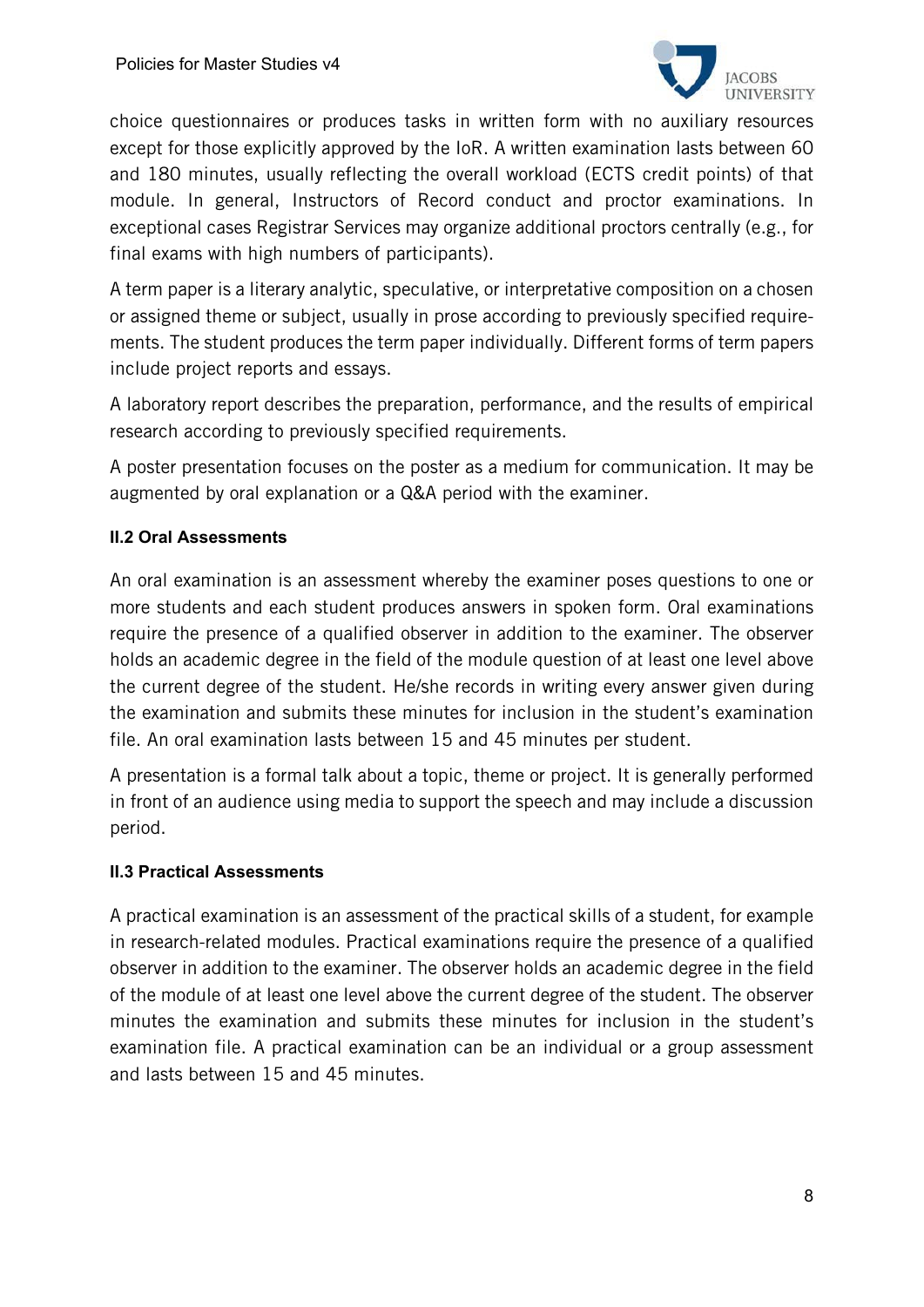choice questionnaires or produces tasks in written form with no auxiliary resources except for those explicitly approved by the IoR. A written examination lasts between 60 and 180 minutes, usually reflecting the overall workload (ECTS credit points) of that module. In general, Instructors of Record conduct and proctor examinations. In exceptional cases Registrar Services may organize additional proctors centrally (e.g., for final exams with high numbers of participants).

A term paper is a literary analytic, speculative, or interpretative composition on a chosen or assigned theme or subject, usually in prose according to previously specified requirements. The student produces the term paper individually. Different forms of term papers include project reports and essays.

A laboratory report describes the preparation, performance, and the results of empirical research according to previously specified requirements.

A poster presentation focuses on the poster as a medium for communication. It may be augmented by oral explanation or a Q&A period with the examiner.

### II.2 Oral Assessments

An oral examination is an assessment whereby the examiner poses questions to one or more students and each student produces answers in spoken form. Oral examinations require the presence of a qualified observer in addition to the examiner. The observer holds an academic degree in the field of the module question of at least one level above the current degree of the student. He/she records in writing every answer given during the examination and submits these minutes for inclusion in the student's examination file. An oral examination lasts between 15 and 45 minutes per student.

A presentation is a formal talk about a topic, theme or project. It is generally performed in front of an audience using media to support the speech and may include a discussion period.

### II.3 Practical Assessments

A practical examination is an assessment of the practical skills of a student, for example in research-related modules. Practical examinations require the presence of a qualified observer in addition to the examiner. The observer holds an academic degree in the field of the module of at least one level above the current degree of the student. The observer minutes the examination and submits these minutes for inclusion in the student's examination file. A practical examination can be an individual or a group assessment and lasts between 15 and 45 minutes.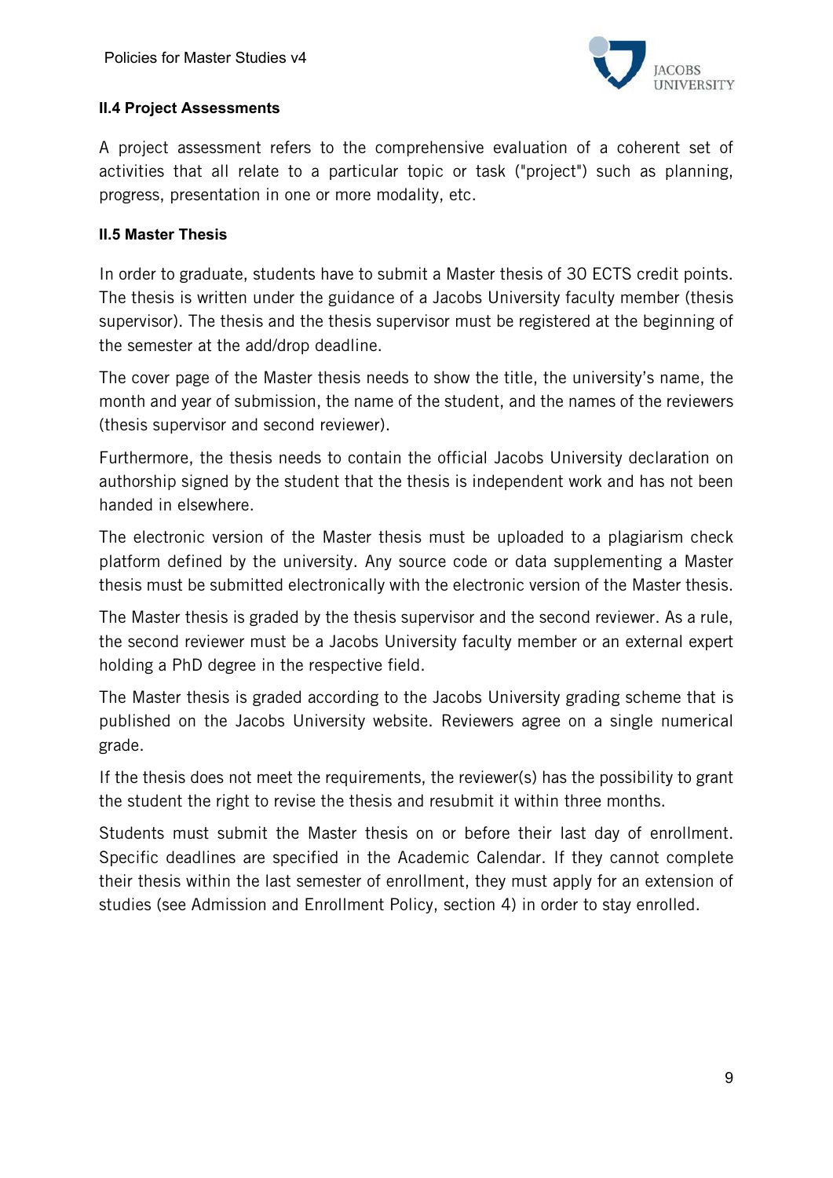### II.4 Project Assessments

A project assessment refers to the comprehensive evaluation of a coherent set of activities that all relate to a particular topic or task ("project") such as planning, progress, presentation in one or more modality, etc.

### II.5 Master Thesis

In order to graduate, students have to submit a Master thesis of 30 ECTS credit points. The thesis is written under the guidance of a Jacobs University faculty member (thesis supervisor). The thesis and the thesis supervisor must be registered at the beginning of the semester at the add/drop deadline.

The cover page of the Master thesis needs to show the title, the university's name, the month and year of submission, the name of the student, and the names of the reviewers (thesis supervisor and second reviewer).

Furthermore, the thesis needs to contain the official Jacobs University declaration on authorship signed by the student that the thesis is independent work and has not been handed in elsewhere.

The electronic version of the Master thesis must be uploaded to a plagiarism check platform defined by the university. Any source code or data supplementing a Master thesis must be submitted electronically with the electronic version of the Master thesis.

The Master thesis is graded by the thesis supervisor and the second reviewer. As a rule, the second reviewer must be a Jacobs University faculty member or an external expert holding a PhD degree in the respective field.

The Master thesis is graded according to the Jacobs University grading scheme that is published on the Jacobs University website. Reviewers agree on a single numerical grade.

If the thesis does not meet the requirements, the reviewer(s) has the possibility to grant the student the right to revise the thesis and resubmit it within three months.

Students must submit the Master thesis on or before their last day of enrollment. Specific deadlines are specified in the Academic Calendar. If they cannot complete their thesis within the last semester of enrollment, they must apply for an extension of studies (see Admission and Enrollment Policy, section 4) in order to stay enrolled.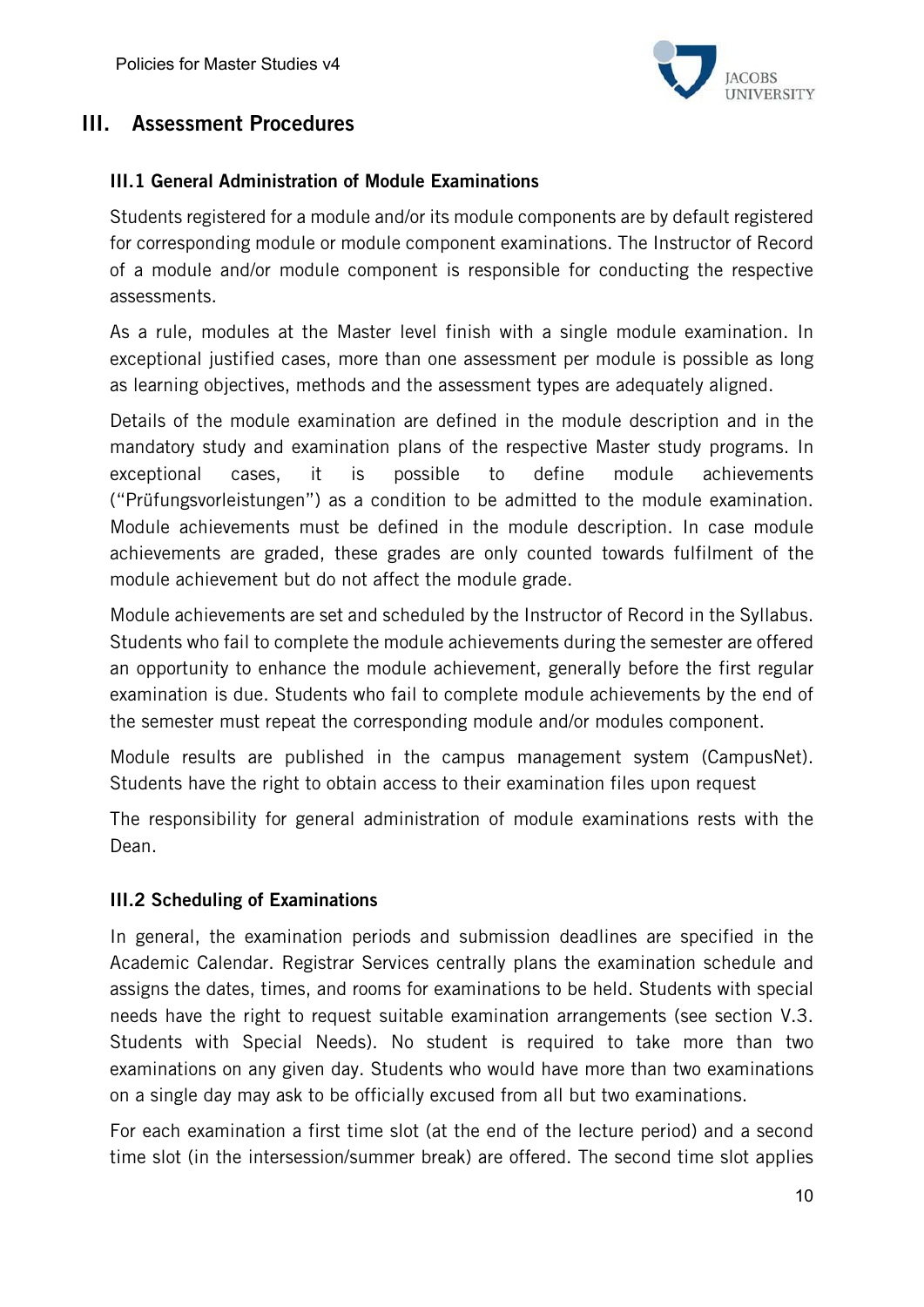## III. Assessment Procedures

### III.1 General Administration of Module Examinations

Students registered for a module and/or its module components are by default registered for corresponding module or module component examinations. The Instructor of Record of a module and/or module component is responsible for conducting the respective assessments.

As a rule, modules at the Master level finish with a single module examination. In exceptional justified cases, more than one assessment per module is possible as long as learning objectives, methods and the assessment types are adequately aligned.

Details of the module examination are defined in the module description and in the mandatory study and examination plans of the respective Master study programs. In exceptional cases, it is possible to define module achievements ("Prüfungsvorleistungen") as a condition to be admitted to the module examination. Module achievements must be defined in the module description. In case module achievements are graded, these grades are only counted towards fulfilment of the module achievement but do not affect the module grade.

Module achievements are set and scheduled by the Instructor of Record in the Syllabus. Students who fail to complete the module achievements during the semester are offered an opportunity to enhance the module achievement, generally before the first regular examination is due. Students who fail to complete module achievements by the end of the semester must repeat the corresponding module and/or modules component.

Module results are published in the campus management system (CampusNet). Students have the right to obtain access to their examination files upon request

The responsibility for general administration of module examinations rests with the Dean.

### III.2 Scheduling of Examinations

In general, the examination periods and submission deadlines are specified in the Academic Calendar. Registrar Services centrally plans the examination schedule and assigns the dates, times, and rooms for examinations to be held. Students with special needs have the right to request suitable examination arrangements (see section V.3. Students with Special Needs). No student is required to take more than two examinations on any given day. Students who would have more than two examinations on a single day may ask to be officially excused from all but two examinations.

For each examination a first time slot (at the end of the lecture period) and a second time slot (in the intersession/summer break) are offered. The second time slot applies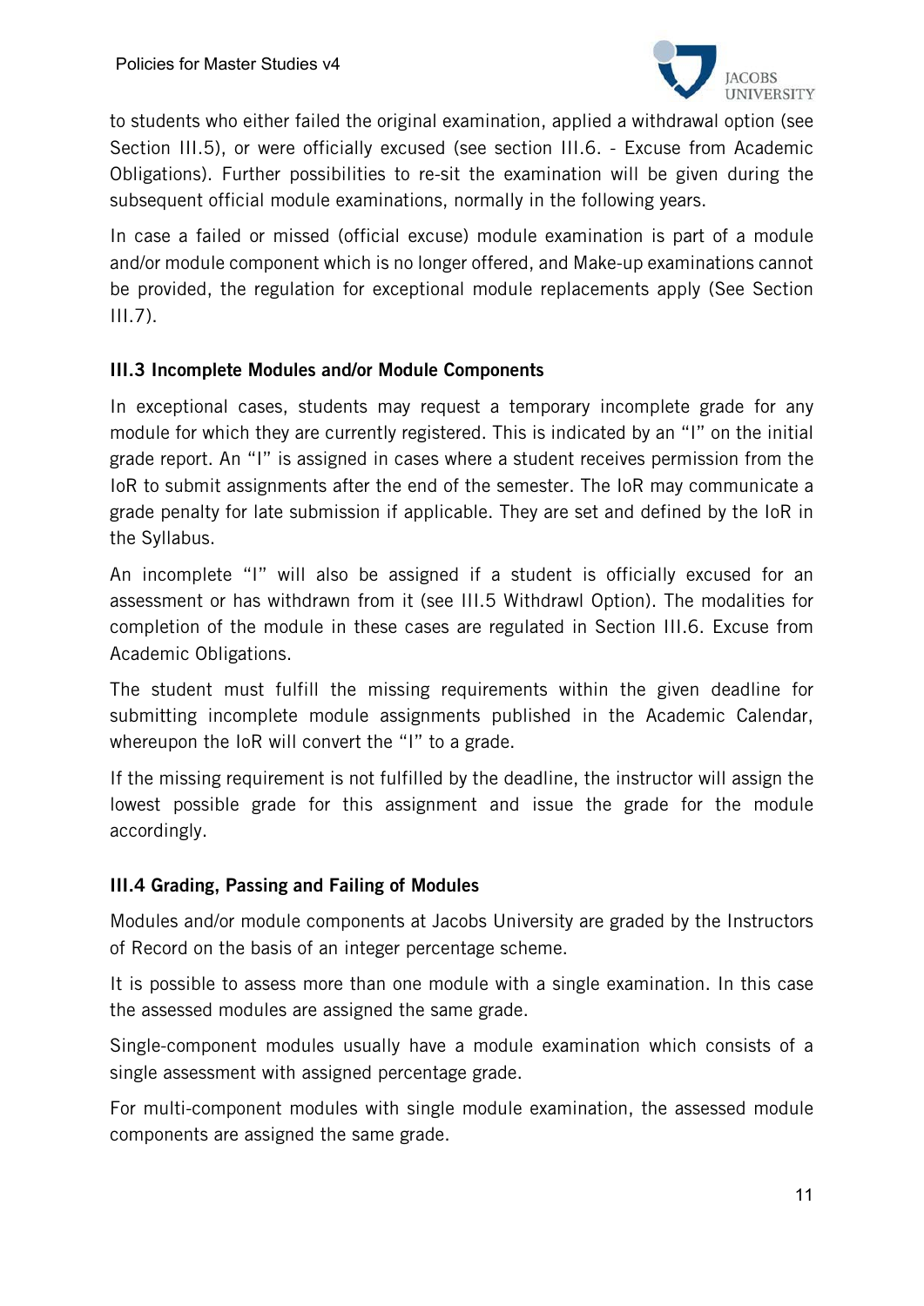to students who either failed the original examination, applied a withdrawal option (see Section III.5), or were officially excused (see section III.6. - Excuse from Academic Obligations). Further possibilities to re-sit the examination will be given during the subsequent official module examinations, normally in the following years.

In case a failed or missed (official excuse) module examination is part of a module and/or module component which is no longer offered, and Make-up examinations cannot be provided, the regulation for exceptional module replacements apply (See Section III.7).

### III.3 Incomplete Modules and/or Module Components

In exceptional cases, students may request a temporary incomplete grade for any module for which they are currently registered. This is indicated by an "I" on the initial grade report. An "I" is assigned in cases where a student receives permission from the IoR to submit assignments after the end of the semester. The IoR may communicate a grade penalty for late submission if applicable. They are set and defined by the IoR in the Syllabus.

An incomplete "I" will also be assigned if a student is officially excused for an assessment or has withdrawn from it (see III.5 Withdrawl Option). The modalities for completion of the module in these cases are regulated in Section III.6. Excuse from Academic Obligations.

The student must fulfill the missing requirements within the given deadline for submitting incomplete module assignments published in the Academic Calendar, whereupon the IoR will convert the "I" to a grade.

If the missing requirement is not fulfilled by the deadline, the instructor will assign the lowest possible grade for this assignment and issue the grade for the module accordingly.

### III.4 Grading, Passing and Failing of Modules

Modules and/or module components at Jacobs University are graded by the Instructors of Record on the basis of an integer percentage scheme.

It is possible to assess more than one module with a single examination. In this case the assessed modules are assigned the same grade.

Single-component modules usually have a module examination which consists of a single assessment with assigned percentage grade.

For multi-component modules with single module examination, the assessed module components are assigned the same grade.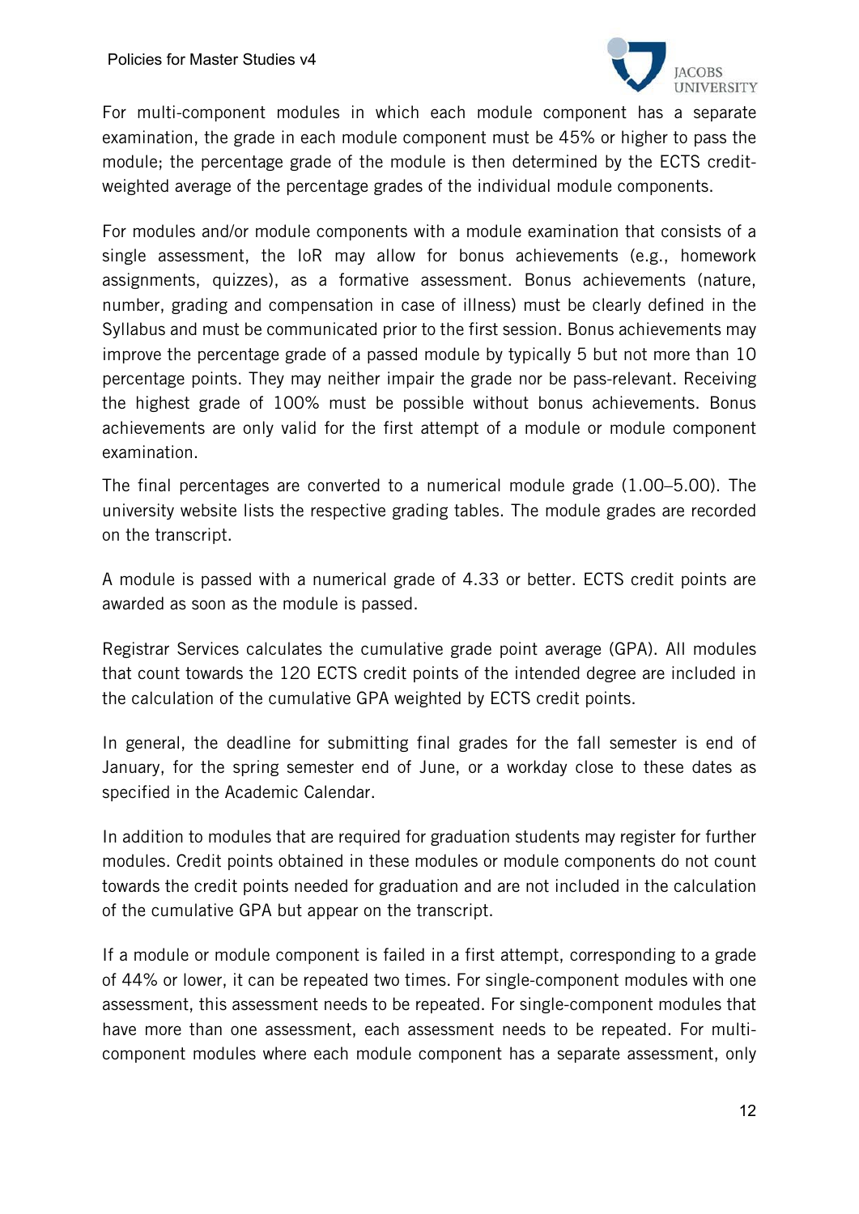For multi-component modules in which each module component has a separate examination, the grade in each module component must be 45% or higher to pass the module; the percentage grade of the module is then determined by the ECTS credit-weighted average of the percentage grades of the individual module components.

For modules and/or module components with a module examination that consists of a single assessment, the IoR may allow for bonus achievements (e.g., homework assignments, quizzes), as a formative assessment. Bonus achievements (nature, number, grading and compensation in case of illness) must be clearly defined in the Syllabus and must be communicated prior to the first session. Bonus achievements may improve the percentage grade of a passed module by typically 5 but not more than 10 percentage points. They may neither impair the grade nor be pass-relevant. Receiving the highest grade of 100% must be possible without bonus achievements. Bonus achievements are only valid for the first attempt of a module or module component examination.

The final percentages are converted to a numerical module grade (1.00–5.00). The university website lists the respective grading tables. The module grades are recorded on the transcript.

A module is passed with a numerical grade of 4.33 or better. ECTS credit points are awarded as soon as the module is passed.

Registrar Services calculates the cumulative grade point average (GPA). All modules that count towards the 120 ECTS credit points of the intended degree are included in the calculation of the cumulative GPA weighted by ECTS credit points.

In general, the deadline for submitting final grades for the fall semester is end of January, for the spring semester end of June, or a workday close to these dates as specified in the Academic Calendar.

In addition to modules that are required for graduation students may register for further modules. Credit points obtained in these modules or module components do not count towards the credit points needed for graduation and are not included in the calculation of the cumulative GPA but appear on the transcript.

If a module or module component is failed in a first attempt, corresponding to a grade of 44% or lower, it can be repeated two times. For single-component modules with one assessment, this assessment needs to be repeated. For single-component modules that have more than one assessment, each assessment needs to be repeated. For multi-component modules where each module component has a separate assessment, only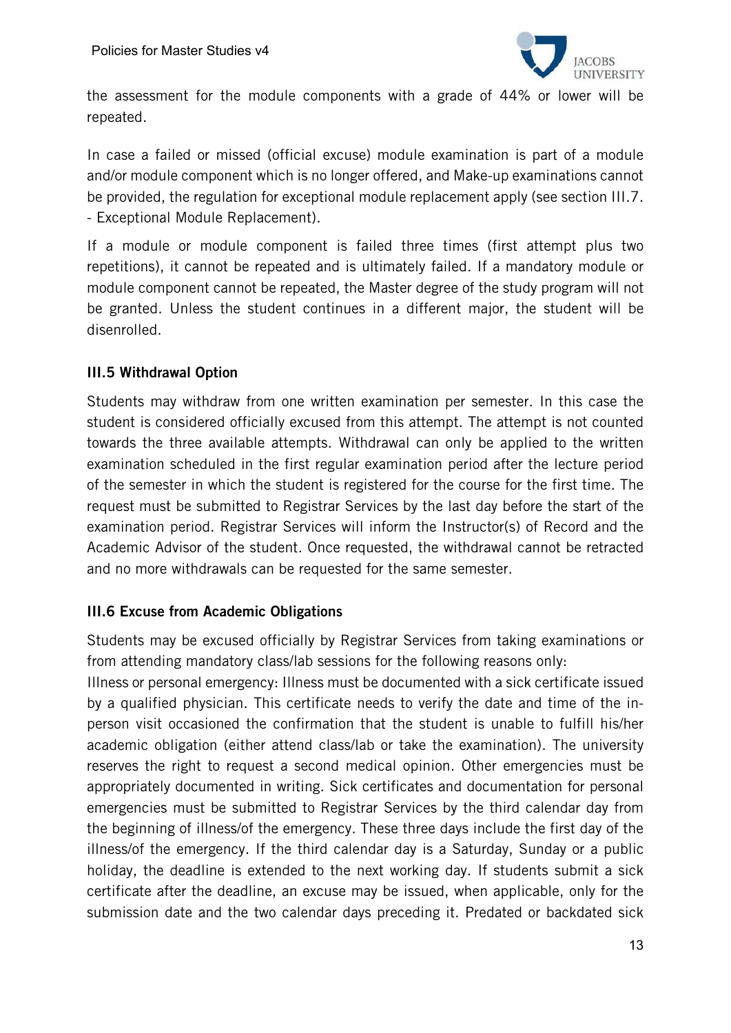the assessment for the module components with a grade of 44% or lower will be repeated.

In case a failed or missed (official excuse) module examination is part of a module and/or module component which is no longer offered, and Make-up examinations cannot be provided, the regulation for exceptional module replacement apply (see section III.7. - Exceptional Module Replacement).

If a module or module component is failed three times (first attempt plus two repetitions), it cannot be repeated and is ultimately failed. If a mandatory module or module component cannot be repeated, the Master degree of the study program will not be granted. Unless the student continues in a different major, the student will be disenrolled.

### III.5 Withdrawal Option

Students may withdraw from one written examination per semester. In this case the student is considered officially excused from this attempt. The attempt is not counted towards the three available attempts. Withdrawal can only be applied to the written examination scheduled in the first regular examination period after the lecture period of the semester in which the student is registered for the course for the first time. The request must be submitted to Registrar Services by the last day before the start of the examination period. Registrar Services will inform the Instructor(s) of Record and the Academic Advisor of the student. Once requested, the withdrawal cannot be retracted and no more withdrawals can be requested for the same semester.

### III.6 Excuse from Academic Obligations

Students may be excused officially by Registrar Services from taking examinations or from attending mandatory class/lab sessions for the following reasons only:
Illness or personal emergency: Illness must be documented with a sick certificate issued by a qualified physician. This certificate needs to verify the date and time of the in-person visit occasioned the confirmation that the student is unable to fulfill his/her academic obligation (either attend class/lab or take the examination). The university reserves the right to request a second medical opinion. Other emergencies must be appropriately documented in writing. Sick certificates and documentation for personal emergencies must be submitted to Registrar Services by the third calendar day from the beginning of illness/of the emergency. These three days include the first day of the illness/of the emergency. If the third calendar day is a Saturday, Sunday or a public holiday, the deadline is extended to the next working day. If students submit a sick certificate after the deadline, an excuse may be issued, when applicable, only for the submission date and the two calendar days preceding it. Predated or backdated sick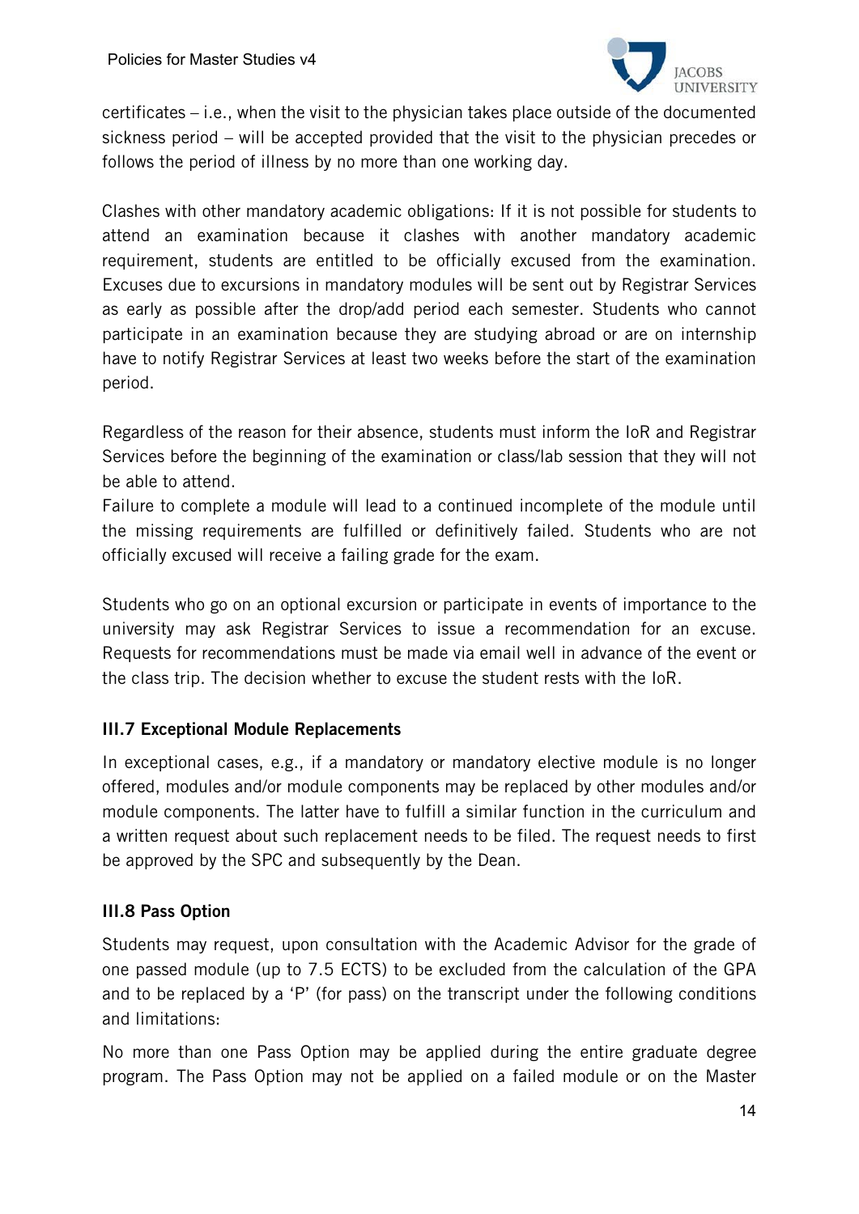certificates – i.e., when the visit to the physician takes place outside of the documented sickness period – will be accepted provided that the visit to the physician precedes or follows the period of illness by no more than one working day.

Clashes with other mandatory academic obligations: If it is not possible for students to attend an examination because it clashes with another mandatory academic requirement, students are entitled to be officially excused from the examination. Excuses due to excursions in mandatory modules will be sent out by Registrar Services as early as possible after the drop/add period each semester. Students who cannot participate in an examination because they are studying abroad or are on internship have to notify Registrar Services at least two weeks before the start of the examination period.

Regardless of the reason for their absence, students must inform the IoR and Registrar Services before the beginning of the examination or class/lab session that they will not be able to attend.
Failure to complete a module will lead to a continued incomplete of the module until the missing requirements are fulfilled or definitively failed. Students who are not officially excused will receive a failing grade for the exam.

Students who go on an optional excursion or participate in events of importance to the university may ask Registrar Services to issue a recommendation for an excuse. Requests for recommendations must be made via email well in advance of the event or the class trip. The decision whether to excuse the student rests with the IoR.

### III.7 Exceptional Module Replacements

In exceptional cases, e.g., if a mandatory or mandatory elective module is no longer offered, modules and/or module components may be replaced by other modules and/or module components. The latter have to fulfill a similar function in the curriculum and a written request about such replacement needs to be filed. The request needs to first be approved by the SPC and subsequently by the Dean.

### III.8 Pass Option

Students may request, upon consultation with the Academic Advisor for the grade of one passed module (up to 7.5 ECTS) to be excluded from the calculation of the GPA and to be replaced by a 'P' (for pass) on the transcript under the following conditions and limitations:

No more than one Pass Option may be applied during the entire graduate degree program. The Pass Option may not be applied on a failed module or on the Master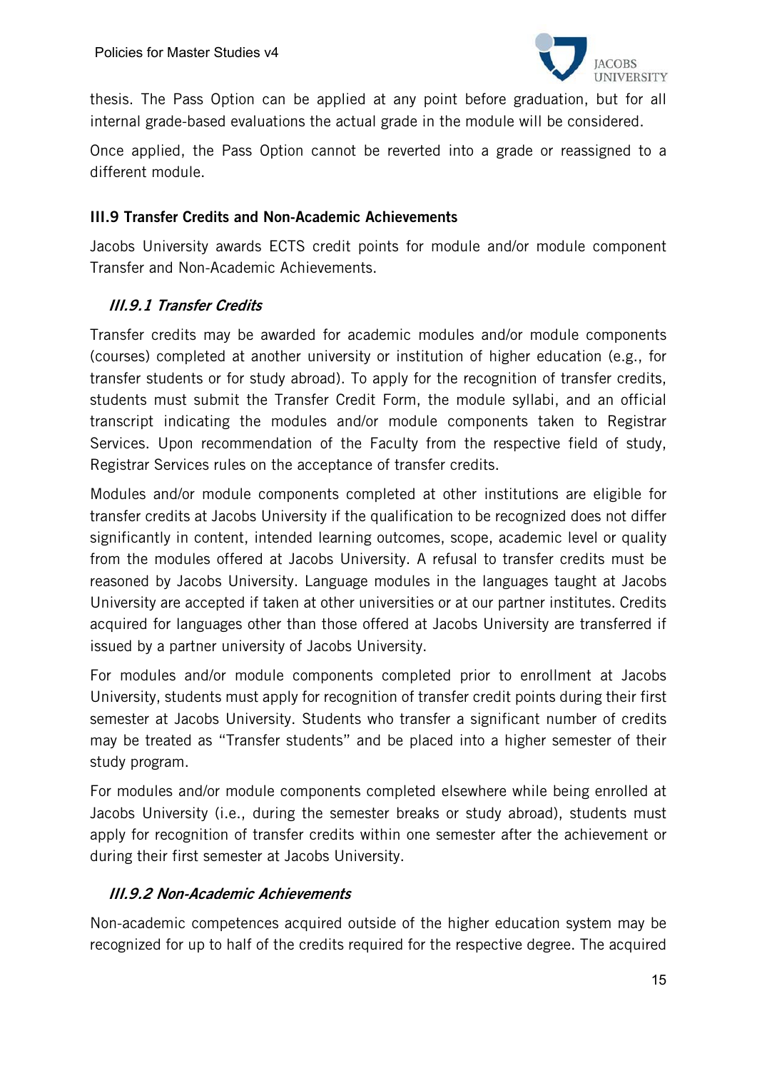thesis. The Pass Option can be applied at any point before graduation, but for all internal grade-based evaluations the actual grade in the module will be considered.

Once applied, the Pass Option cannot be reverted into a grade or reassigned to a different module.

### III.9 Transfer Credits and Non-Academic Achievements

Jacobs University awards ECTS credit points for module and/or module component Transfer and Non-Academic Achievements.

#### *III.9.1 Transfer Credits*

Transfer credits may be awarded for academic modules and/or module components (courses) completed at another university or institution of higher education (e.g., for transfer students or for study abroad). To apply for the recognition of transfer credits, students must submit the Transfer Credit Form, the module syllabi, and an official transcript indicating the modules and/or module components taken to Registrar Services. Upon recommendation of the Faculty from the respective field of study, Registrar Services rules on the acceptance of transfer credits.

Modules and/or module components completed at other institutions are eligible for transfer credits at Jacobs University if the qualification to be recognized does not differ significantly in content, intended learning outcomes, scope, academic level or quality from the modules offered at Jacobs University. A refusal to transfer credits must be reasoned by Jacobs University. Language modules in the languages taught at Jacobs University are accepted if taken at other universities or at our partner institutes. Credits acquired for languages other than those offered at Jacobs University are transferred if issued by a partner university of Jacobs University.

For modules and/or module components completed prior to enrollment at Jacobs University, students must apply for recognition of transfer credit points during their first semester at Jacobs University. Students who transfer a significant number of credits may be treated as "Transfer students" and be placed into a higher semester of their study program.

For modules and/or module components completed elsewhere while being enrolled at Jacobs University (i.e., during the semester breaks or study abroad), students must apply for recognition of transfer credits within one semester after the achievement or during their first semester at Jacobs University.

#### *III.9.2 Non-Academic Achievements*

Non-academic competences acquired outside of the higher education system may be recognized for up to half of the credits required for the respective degree. The acquired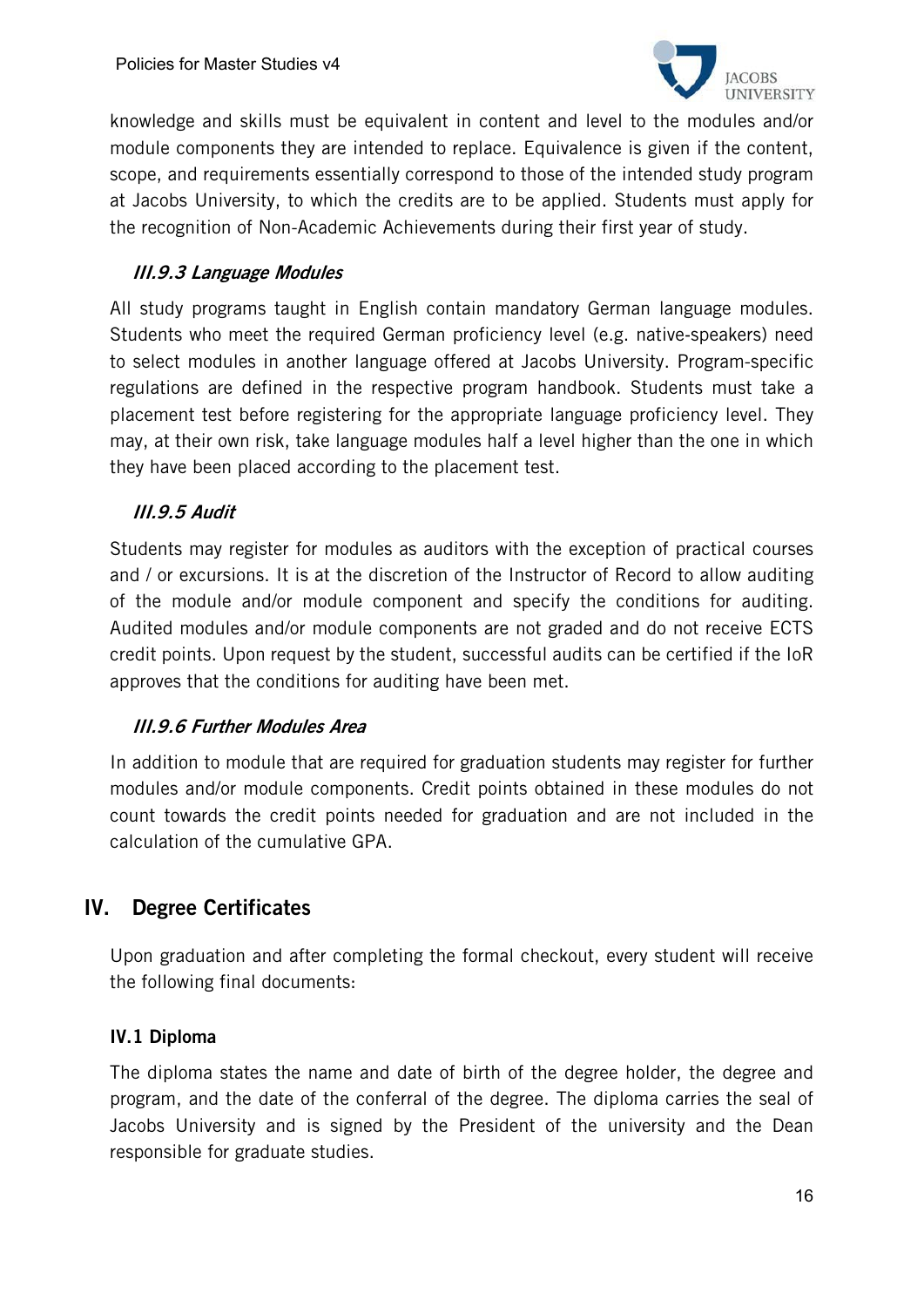knowledge and skills must be equivalent in content and level to the modules and/or module components they are intended to replace. Equivalence is given if the content, scope, and requirements essentially correspond to those of the intended study program at Jacobs University, to which the credits are to be applied. Students must apply for the recognition of Non-Academic Achievements during their first year of study.

#### *III.9.3 Language Modules*

All study programs taught in English contain mandatory German language modules. Students who meet the required German proficiency level (e.g. native-speakers) need to select modules in another language offered at Jacobs University. Program-specific regulations are defined in the respective program handbook. Students must take a placement test before registering for the appropriate language proficiency level. They may, at their own risk, take language modules half a level higher than the one in which they have been placed according to the placement test.

#### *III.9.5 Audit*

Students may register for modules as auditors with the exception of practical courses and / or excursions. It is at the discretion of the Instructor of Record to allow auditing of the module and/or module component and specify the conditions for auditing. Audited modules and/or module components are not graded and do not receive ECTS credit points. Upon request by the student, successful audits can be certified if the IoR approves that the conditions for auditing have been met.

#### *III.9.6 Further Modules Area*

In addition to module that are required for graduation students may register for further modules and/or module components. Credit points obtained in these modules do not count towards the credit points needed for graduation and are not included in the calculation of the cumulative GPA.

## IV. Degree Certificates

Upon graduation and after completing the formal checkout, every student will receive the following final documents:

### IV.1 Diploma

The diploma states the name and date of birth of the degree holder, the degree and program, and the date of the conferral of the degree. The diploma carries the seal of Jacobs University and is signed by the President of the university and the Dean responsible for graduate studies.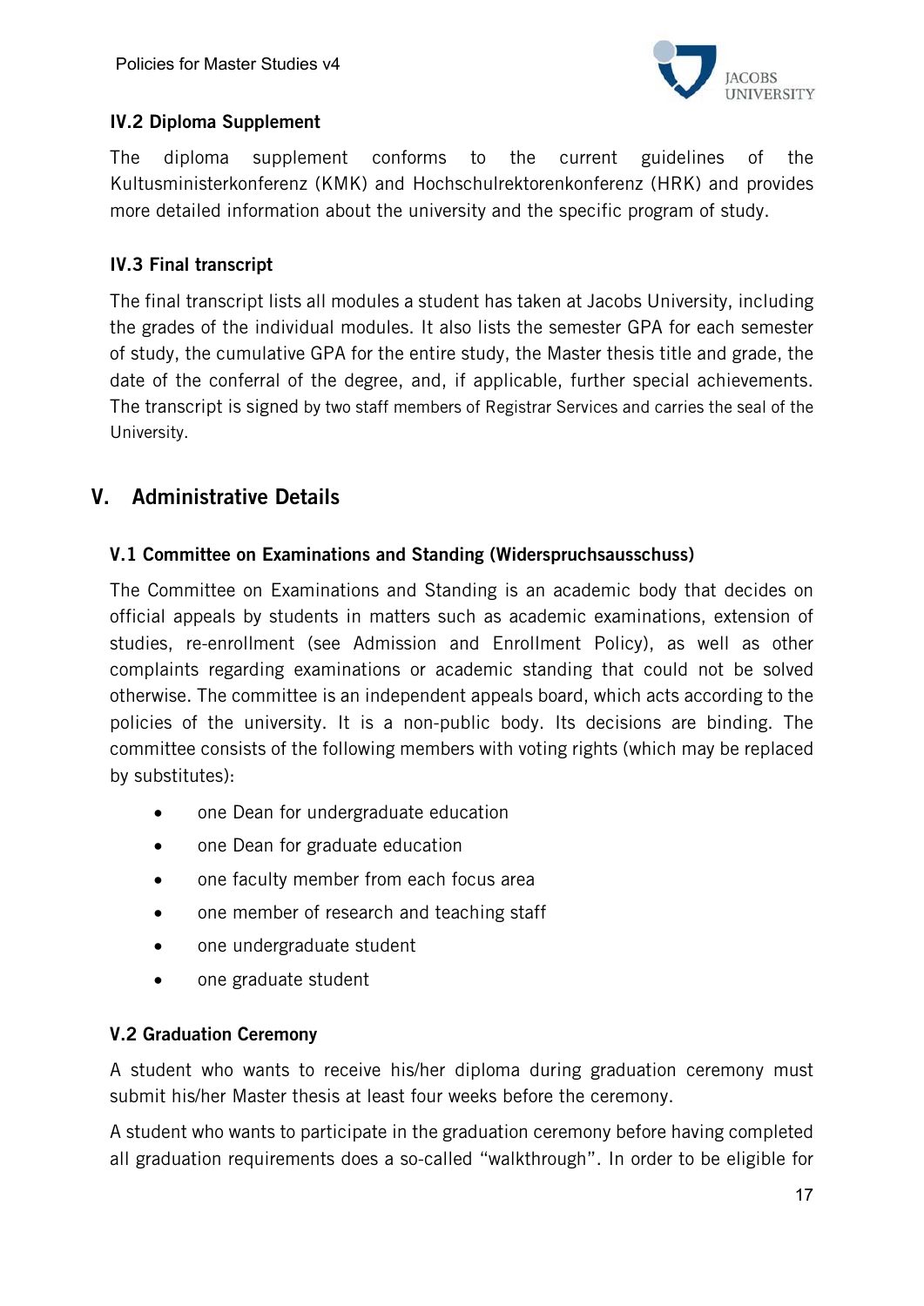### IV.2 Diploma Supplement

The diploma supplement conforms to the current guidelines of the Kultusministerkonferenz (KMK) and Hochschulrektorenkonferenz (HRK) and provides more detailed information about the university and the specific program of study.

### IV.3 Final transcript

The final transcript lists all modules a student has taken at Jacobs University, including the grades of the individual modules. It also lists the semester GPA for each semester of study, the cumulative GPA for the entire study, the Master thesis title and grade, the date of the conferral of the degree, and, if applicable, further special achievements. The transcript is signed by two staff members of Registrar Services and carries the seal of the University.

## V. Administrative Details

### V.1 Committee on Examinations and Standing (Widerspruchsausschuss)

The Committee on Examinations and Standing is an academic body that decides on official appeals by students in matters such as academic examinations, extension of studies, re-enrollment (see Admission and Enrollment Policy), as well as other complaints regarding examinations or academic standing that could not be solved otherwise. The committee is an independent appeals board, which acts according to the policies of the university. It is a non-public body. Its decisions are binding. The committee consists of the following members with voting rights (which may be replaced by substitutes):

- one Dean for undergraduate education
- one Dean for graduate education
- one faculty member from each focus area
- one member of research and teaching staff
- one undergraduate student
- one graduate student

### V.2 Graduation Ceremony

A student who wants to receive his/her diploma during graduation ceremony must submit his/her Master thesis at least four weeks before the ceremony.

A student who wants to participate in the graduation ceremony before having completed all graduation requirements does a so-called "walkthrough". In order to be eligible for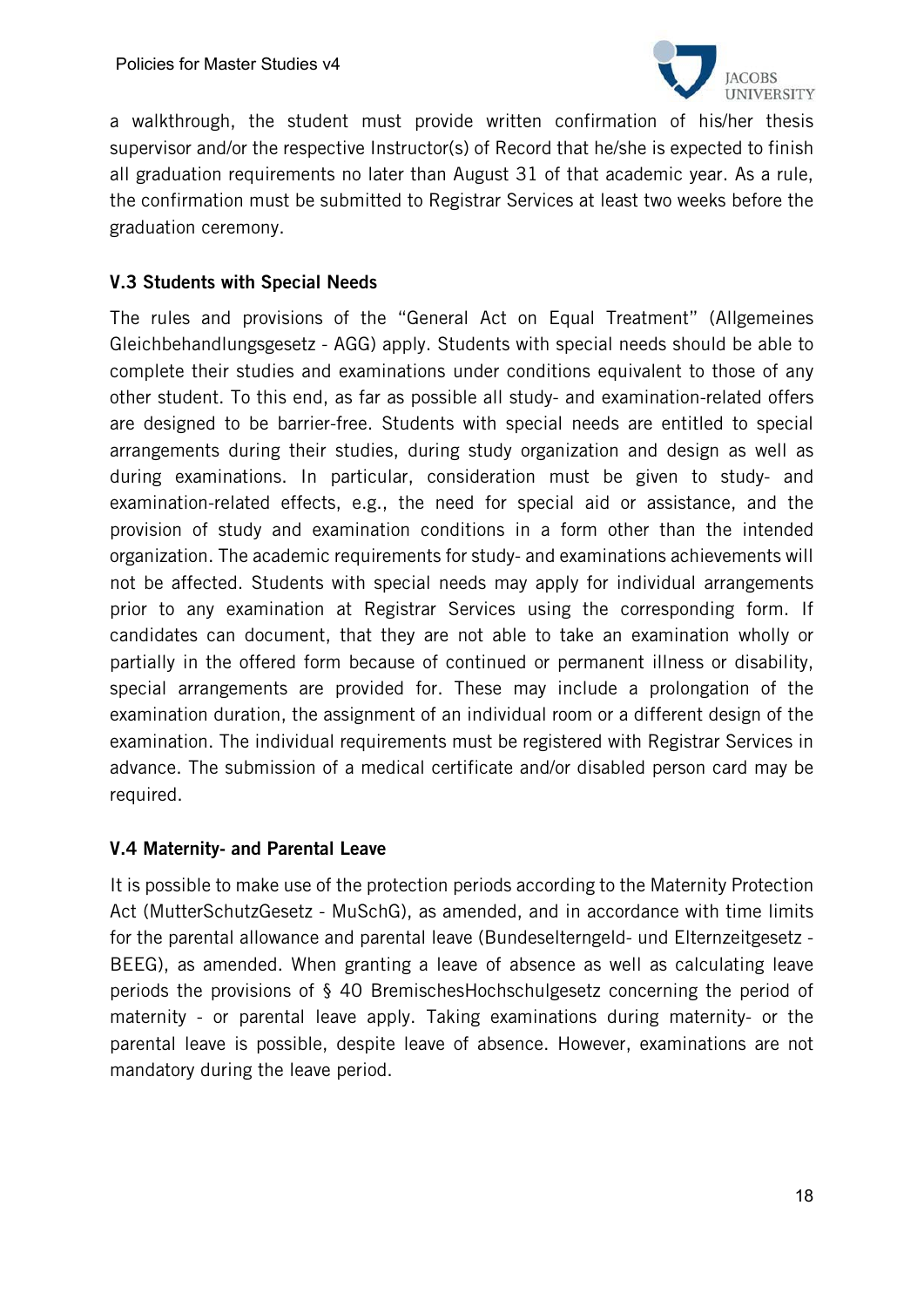a walkthrough, the student must provide written confirmation of his/her thesis supervisor and/or the respective Instructor(s) of Record that he/she is expected to finish all graduation requirements no later than August 31 of that academic year. As a rule, the confirmation must be submitted to Registrar Services at least two weeks before the graduation ceremony.

### V.3 Students with Special Needs

The rules and provisions of the "General Act on Equal Treatment" (Allgemeines Gleichbehandlungsgesetz - AGG) apply. Students with special needs should be able to complete their studies and examinations under conditions equivalent to those of any other student. To this end, as far as possible all study- and examination-related offers are designed to be barrier-free. Students with special needs are entitled to special arrangements during their studies, during study organization and design as well as during examinations. In particular, consideration must be given to study- and examination-related effects, e.g., the need for special aid or assistance, and the provision of study and examination conditions in a form other than the intended organization. The academic requirements for study- and examinations achievements will not be affected. Students with special needs may apply for individual arrangements prior to any examination at Registrar Services using the corresponding form. If candidates can document, that they are not able to take an examination wholly or partially in the offered form because of continued or permanent illness or disability, special arrangements are provided for. These may include a prolongation of the examination duration, the assignment of an individual room or a different design of the examination. The individual requirements must be registered with Registrar Services in advance. The submission of a medical certificate and/or disabled person card may be required.

### V.4 Maternity- and Parental Leave

It is possible to make use of the protection periods according to the Maternity Protection Act (MutterSchutzGesetz - MuSchG), as amended, and in accordance with time limits for the parental allowance and parental leave (Bundeselterngeld- und Elternzeitgesetz - BEEG), as amended. When granting a leave of absence as well as calculating leave periods the provisions of § 40 BremischesHochschulgesetz concerning the period of maternity - or parental leave apply. Taking examinations during maternity- or the parental leave is possible, despite leave of absence. However, examinations are not mandatory during the leave period.